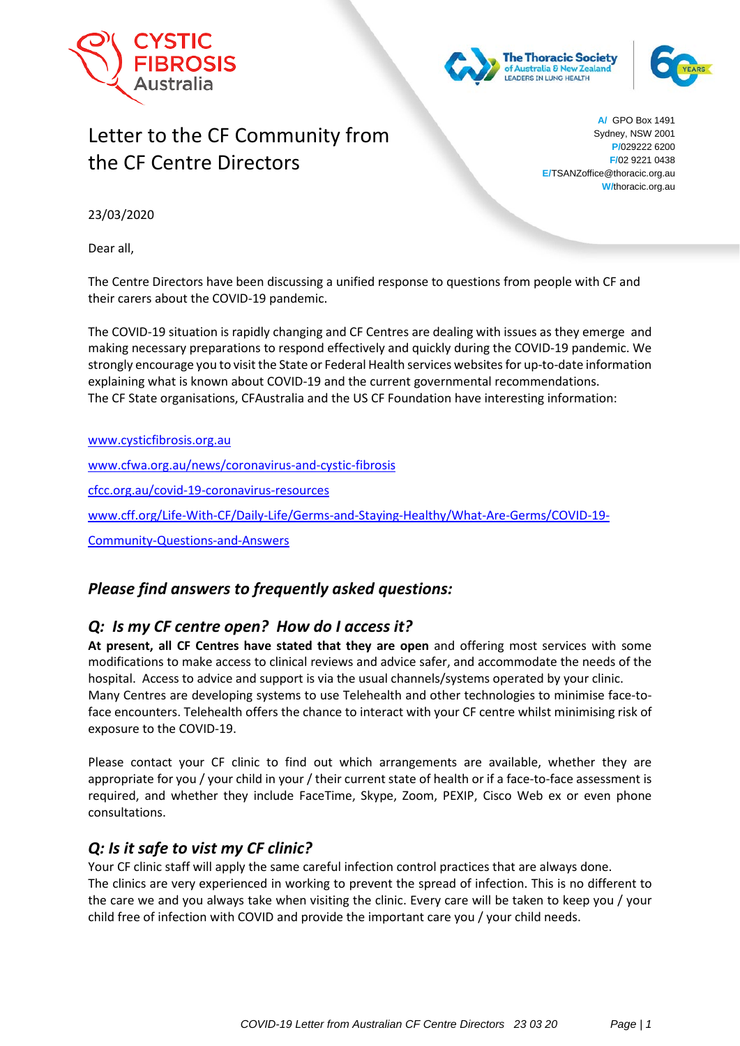Cystic Fibrosis Australia

The Thoracic Society of Australia & New Zealand
LEADERS IN LUNG HEALTH

60 YEARS

# Letter to the CF Community from the CF Centre Directors

A/ GPO Box 1491
Sydney, NSW 2001
P/029222 6200
F/02 9221 0438
E/TSANZoffice@thoracic.org.au
W/thoracic.org.au

23/03/2020

Dear all,

The Centre Directors have been discussing a unified response to questions from people with CF and their carers about the COVID-19 pandemic.

The COVID-19 situation is rapidly changing and CF Centres are dealing with issues as they emerge and making necessary preparations to respond effectively and quickly during the COVID-19 pandemic. We strongly encourage you to visit the State or Federal Health services websites for up-to-date information explaining what is known about COVID-19 and the current governmental recommendations.
The CF State organisations, CFAustralia and the US CF Foundation have interesting information:

www.cysticfibrosis.org.au

www.cfwa.org.au/news/coronavirus-and-cystic-fibrosis

cfcc.org.au/covid-19-coronavirus-resources

www.cff.org/Life-With-CF/Daily-Life/Germs-and-Staying-Healthy/What-Are-Germs/COVID-19-Community-Questions-and-Answers

## *Please find answers to frequently asked questions:*

### *Q: Is my CF centre open? How do I access it?*

**At present, all CF Centres have stated that they are open** and offering most services with some modifications to make access to clinical reviews and advice safer, and accommodate the needs of the hospital. Access to advice and support is via the usual channels/systems operated by your clinic.
Many Centres are developing systems to use Telehealth and other technologies to minimise face-to-face encounters. Telehealth offers the chance to interact with your CF centre whilst minimising risk of exposure to the COVID-19.

Please contact your CF clinic to find out which arrangements are available, whether they are appropriate for you / your child in your / their current state of health or if a face-to-face assessment is required, and whether they include FaceTime, Skype, Zoom, PEXIP, Cisco Web ex or even phone consultations.

### *Q: Is it safe to vist my CF clinic?*

Your CF clinic staff will apply the same careful infection control practices that are always done.
The clinics are very experienced in working to prevent the spread of infection. This is no different to the care we and you always take when visiting the clinic. Every care will be taken to keep you / your child free of infection with COVID and provide the important care you / your child needs.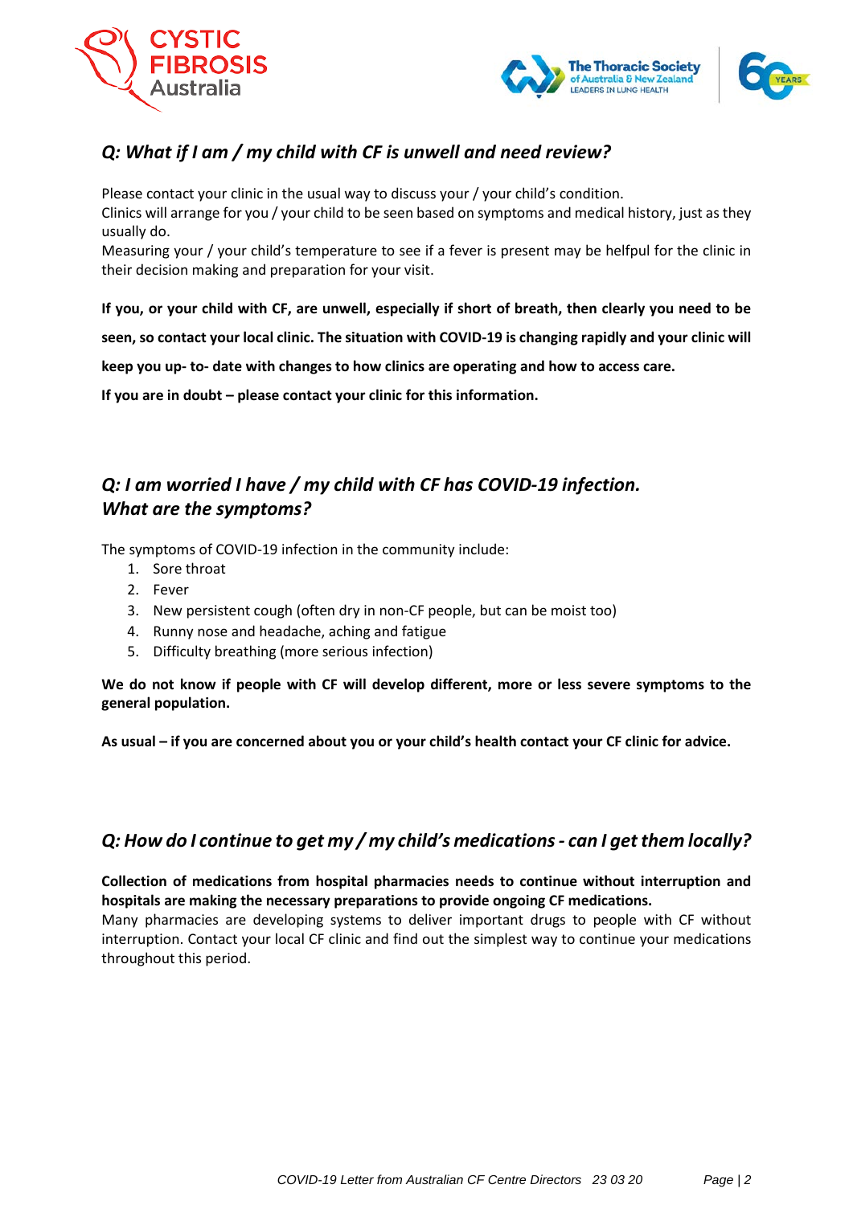## *Q: What if I am / my child with CF is unwell and need review?*

Please contact your clinic in the usual way to discuss your / your child's condition.
Clinics will arrange for you / your child to be seen based on symptoms and medical history, just as they usually do.
Measuring your / your child's temperature to see if a fever is present may be helpful for the clinic in their decision making and preparation for your visit.

**If you, or your child with CF, are unwell, especially if short of breath, then clearly you need to be seen, so contact your local clinic. The situation with COVID-19 is changing rapidly and your clinic will keep you up- to- date with changes to how clinics are operating and how to access care.**

**If you are in doubt – please contact your clinic for this information.**

## *Q: I am worried I have / my child with CF has COVID-19 infection. What are the symptoms?*

The symptoms of COVID-19 infection in the community include:

1. Sore throat
2. Fever
3. New persistent cough (often dry in non-CF people, but can be moist too)
4. Runny nose and headache, aching and fatigue
5. Difficulty breathing (more serious infection)

**We do not know if people with CF will develop different, more or less severe symptoms to the general population.**

**As usual – if you are concerned about you or your child's health contact your CF clinic for advice.**

## *Q: How do I continue to get my / my child's medications - can I get them locally?*

**Collection of medications from hospital pharmacies needs to continue without interruption and hospitals are making the necessary preparations to provide ongoing CF medications.**
Many pharmacies are developing systems to deliver important drugs to people with CF without interruption. Contact your local CF clinic and find out the simplest way to continue your medications throughout this period.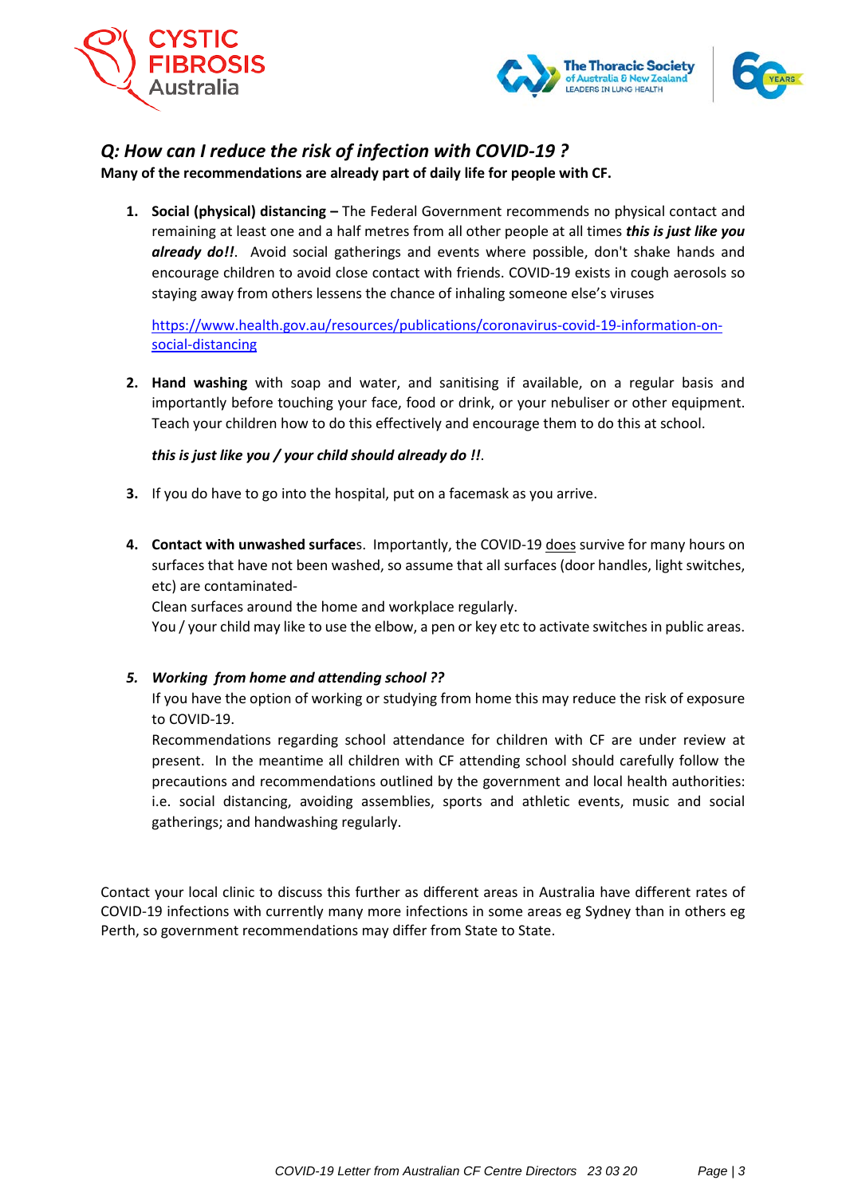## *Q: How can I reduce the risk of infection with COVID-19 ?*

**Many of the recommendations are already part of daily life for people with CF.**

1. **Social (physical) distancing –** The Federal Government recommends no physical contact and remaining at least one and a half metres from all other people at all times ***this is just like you already do!!***. Avoid social gatherings and events where possible, don't shake hands and encourage children to avoid close contact with friends. COVID-19 exists in cough aerosols so staying away from others lessens the chance of inhaling someone else's viruses

   https://www.health.gov.au/resources/publications/coronavirus-covid-19-information-on-social-distancing

2. **Hand washing** with soap and water, and sanitising if available, on a regular basis and importantly before touching your face, food or drink, or your nebuliser or other equipment. Teach your children how to do this effectively and encourage them to do this at school.

   ***this is just like you / your child should already do !!***.

3. If you do have to go into the hospital, put on a facemask as you arrive.

4. **Contact with unwashed surface**s. Importantly, the COVID-19 does survive for many hours on surfaces that have not been washed, so assume that all surfaces (door handles, light switches, etc) are contaminated-
   Clean surfaces around the home and workplace regularly.
   You / your child may like to use the elbow, a pen or key etc to activate switches in public areas.

5. ***Working from home and attending school ??***
   If you have the option of working or studying from home this may reduce the risk of exposure to COVID-19.
   Recommendations regarding school attendance for children with CF are under review at present. In the meantime all children with CF attending school should carefully follow the precautions and recommendations outlined by the government and local health authorities: i.e. social distancing, avoiding assemblies, sports and athletic events, music and social gatherings; and handwashing regularly.

Contact your local clinic to discuss this further as different areas in Australia have different rates of COVID-19 infections with currently many more infections in some areas eg Sydney than in others eg Perth, so government recommendations may differ from State to State.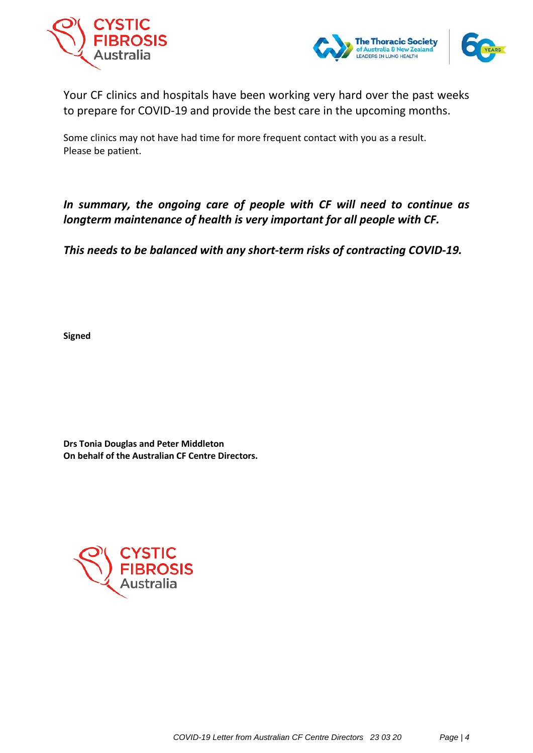Your CF clinics and hospitals have been working very hard over the past weeks to prepare for COVID-19 and provide the best care in the upcoming months.

Some clinics may not have had time for more frequent contact with you as a result. Please be patient.

***In summary, the ongoing care of people with CF will need to continue as longterm maintenance of health is very important for all people with CF.***

***This needs to be balanced with any short-term risks of contracting COVID-19.***

**Signed**

**Drs Tonia Douglas and Peter Middleton**
**On behalf of the Australian CF Centre Directors.**